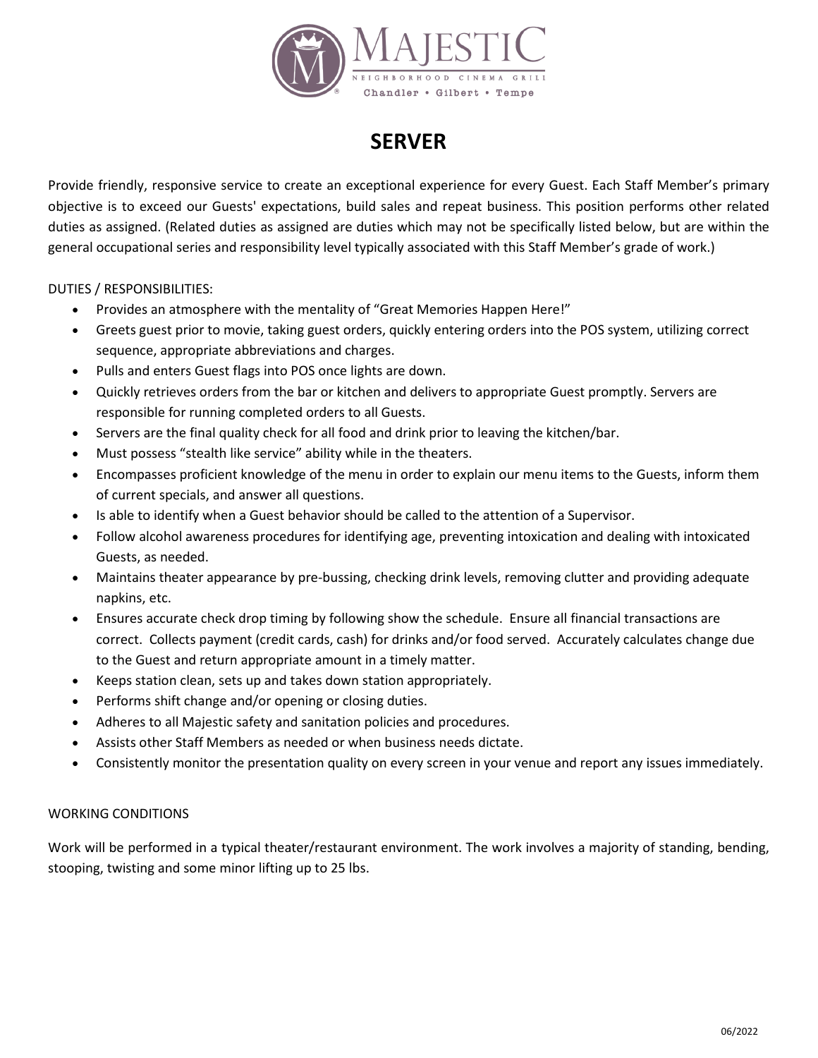MAJESTIC
NEIGHBORHOOD CINEMA GRILL
Chandler • Gilbert • Tempe

# SERVER

Provide friendly, responsive service to create an exceptional experience for every Guest. Each Staff Member's primary objective is to exceed our Guests' expectations, build sales and repeat business. This position performs other related duties as assigned. (Related duties as assigned are duties which may not be specifically listed below, but are within the general occupational series and responsibility level typically associated with this Staff Member's grade of work.)

DUTIES / RESPONSIBILITIES:

- Provides an atmosphere with the mentality of "Great Memories Happen Here!"
- Greets guest prior to movie, taking guest orders, quickly entering orders into the POS system, utilizing correct sequence, appropriate abbreviations and charges.
- Pulls and enters Guest flags into POS once lights are down.
- Quickly retrieves orders from the bar or kitchen and delivers to appropriate Guest promptly. Servers are responsible for running completed orders to all Guests.
- Servers are the final quality check for all food and drink prior to leaving the kitchen/bar.
- Must possess "stealth like service" ability while in the theaters.
- Encompasses proficient knowledge of the menu in order to explain our menu items to the Guests, inform them of current specials, and answer all questions.
- Is able to identify when a Guest behavior should be called to the attention of a Supervisor.
- Follow alcohol awareness procedures for identifying age, preventing intoxication and dealing with intoxicated Guests, as needed.
- Maintains theater appearance by pre-bussing, checking drink levels, removing clutter and providing adequate napkins, etc.
- Ensures accurate check drop timing by following show the schedule. Ensure all financial transactions are correct. Collects payment (credit cards, cash) for drinks and/or food served. Accurately calculates change due to the Guest and return appropriate amount in a timely matter.
- Keeps station clean, sets up and takes down station appropriately.
- Performs shift change and/or opening or closing duties.
- Adheres to all Majestic safety and sanitation policies and procedures.
- Assists other Staff Members as needed or when business needs dictate.
- Consistently monitor the presentation quality on every screen in your venue and report any issues immediately.

WORKING CONDITIONS

Work will be performed in a typical theater/restaurant environment. The work involves a majority of standing, bending, stooping, twisting and some minor lifting up to 25 lbs.

06/2022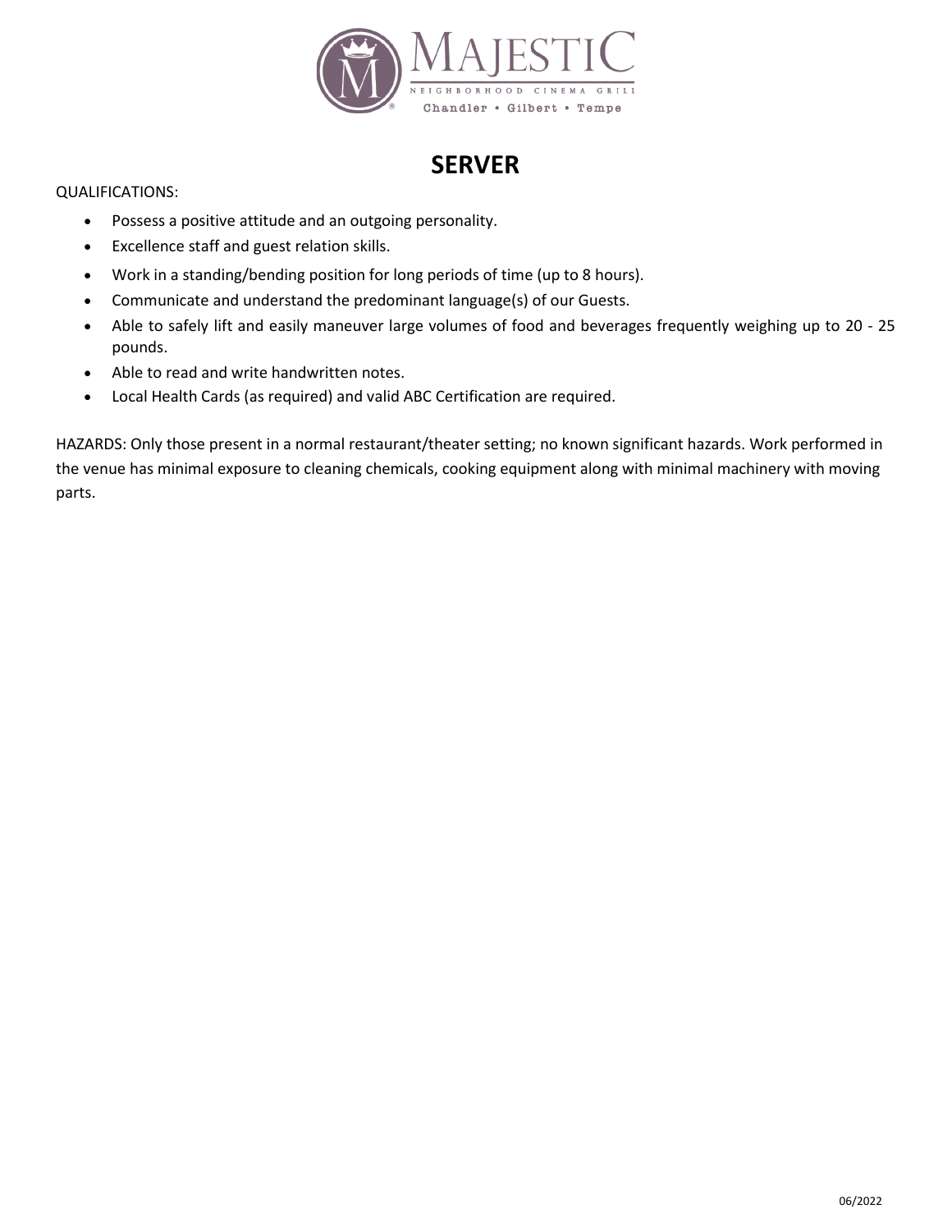# SERVER

QUALIFICATIONS:

- Possess a positive attitude and an outgoing personality.
- Excellence staff and guest relation skills.
- Work in a standing/bending position for long periods of time (up to 8 hours).
- Communicate and understand the predominant language(s) of our Guests.
- Able to safely lift and easily maneuver large volumes of food and beverages frequently weighing up to 20 - 25 pounds.
- Able to read and write handwritten notes.
- Local Health Cards (as required) and valid ABC Certification are required.

HAZARDS: Only those present in a normal restaurant/theater setting; no known significant hazards. Work performed in the venue has minimal exposure to cleaning chemicals, cooking equipment along with minimal machinery with moving parts.

06/2022